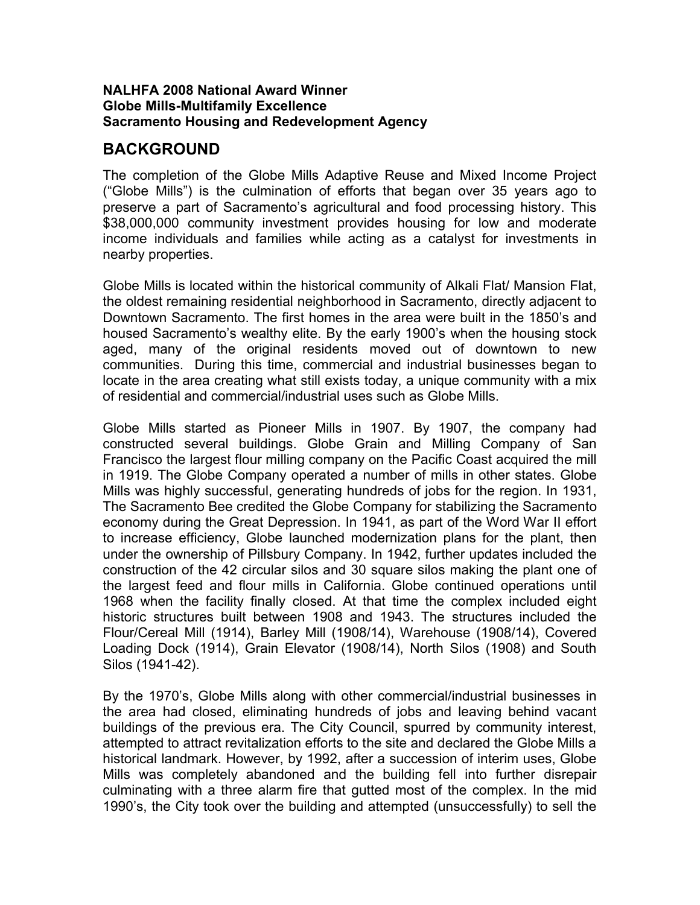**NALHFA 2008 National Award Winner**
**Globe Mills-Multifamily Excellence**
**Sacramento Housing and Redevelopment Agency**

## BACKGROUND

The completion of the Globe Mills Adaptive Reuse and Mixed Income Project ("Globe Mills") is the culmination of efforts that began over 35 years ago to preserve a part of Sacramento's agricultural and food processing history. This $38,000,000 community investment provides housing for low and moderate income individuals and families while acting as a catalyst for investments in nearby properties.

Globe Mills is located within the historical community of Alkali Flat/ Mansion Flat, the oldest remaining residential neighborhood in Sacramento, directly adjacent to Downtown Sacramento. The first homes in the area were built in the 1850's and housed Sacramento's wealthy elite. By the early 1900's when the housing stock aged, many of the original residents moved out of downtown to new communities. During this time, commercial and industrial businesses began to locate in the area creating what still exists today, a unique community with a mix of residential and commercial/industrial uses such as Globe Mills.

Globe Mills started as Pioneer Mills in 1907. By 1907, the company had constructed several buildings. Globe Grain and Milling Company of San Francisco the largest flour milling company on the Pacific Coast acquired the mill in 1919. The Globe Company operated a number of mills in other states. Globe Mills was highly successful, generating hundreds of jobs for the region. In 1931, The Sacramento Bee credited the Globe Company for stabilizing the Sacramento economy during the Great Depression. In 1941, as part of the Word War II effort to increase efficiency, Globe launched modernization plans for the plant, then under the ownership of Pillsbury Company. In 1942, further updates included the construction of the 42 circular silos and 30 square silos making the plant one of the largest feed and flour mills in California. Globe continued operations until 1968 when the facility finally closed. At that time the complex included eight historic structures built between 1908 and 1943. The structures included the Flour/Cereal Mill (1914), Barley Mill (1908/14), Warehouse (1908/14), Covered Loading Dock (1914), Grain Elevator (1908/14), North Silos (1908) and South Silos (1941-42).

By the 1970's, Globe Mills along with other commercial/industrial businesses in the area had closed, eliminating hundreds of jobs and leaving behind vacant buildings of the previous era. The City Council, spurred by community interest, attempted to attract revitalization efforts to the site and declared the Globe Mills a historical landmark. However, by 1992, after a succession of interim uses, Globe Mills was completely abandoned and the building fell into further disrepair culminating with a three alarm fire that gutted most of the complex. In the mid 1990's, the City took over the building and attempted (unsuccessfully) to sell the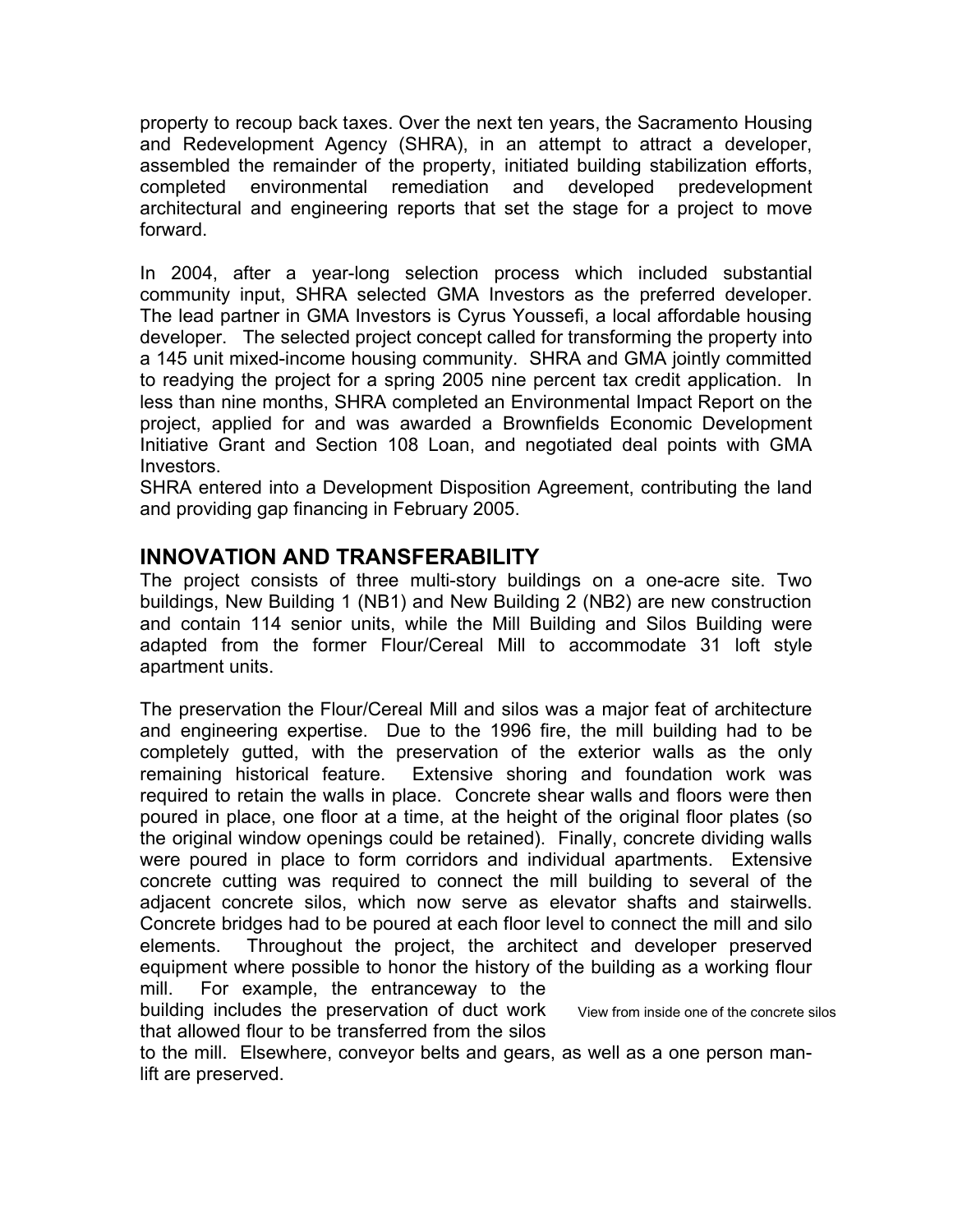property to recoup back taxes. Over the next ten years, the Sacramento Housing and Redevelopment Agency (SHRA), in an attempt to attract a developer, assembled the remainder of the property, initiated building stabilization efforts, completed environmental remediation and developed predevelopment architectural and engineering reports that set the stage for a project to move forward.

In 2004, after a year-long selection process which included substantial community input, SHRA selected GMA Investors as the preferred developer. The lead partner in GMA Investors is Cyrus Youssefi, a local affordable housing developer. The selected project concept called for transforming the property into a 145 unit mixed-income housing community. SHRA and GMA jointly committed to readying the project for a spring 2005 nine percent tax credit application. In less than nine months, SHRA completed an Environmental Impact Report on the project, applied for and was awarded a Brownfields Economic Development Initiative Grant and Section 108 Loan, and negotiated deal points with GMA Investors.

SHRA entered into a Development Disposition Agreement, contributing the land and providing gap financing in February 2005.

## INNOVATION AND TRANSFERABILITY

The project consists of three multi-story buildings on a one-acre site. Two buildings, New Building 1 (NB1) and New Building 2 (NB2) are new construction and contain 114 senior units, while the Mill Building and Silos Building were adapted from the former Flour/Cereal Mill to accommodate 31 loft style apartment units.

The preservation the Flour/Cereal Mill and silos was a major feat of architecture and engineering expertise. Due to the 1996 fire, the mill building had to be completely gutted, with the preservation of the exterior walls as the only remaining historical feature. Extensive shoring and foundation work was required to retain the walls in place. Concrete shear walls and floors were then poured in place, one floor at a time, at the height of the original floor plates (so the original window openings could be retained). Finally, concrete dividing walls were poured in place to form corridors and individual apartments. Extensive concrete cutting was required to connect the mill building to several of the adjacent concrete silos, which now serve as elevator shafts and stairwells. Concrete bridges had to be poured at each floor level to connect the mill and silo elements. Throughout the project, the architect and developer preserved equipment where possible to honor the history of the building as a working flour mill. For example, the entranceway to the building includes the preservation of duct work that allowed flour to be transferred from the silos to the mill. Elsewhere, conveyor belts and gears, as well as a one person man-lift are preserved.

View from inside one of the concrete silos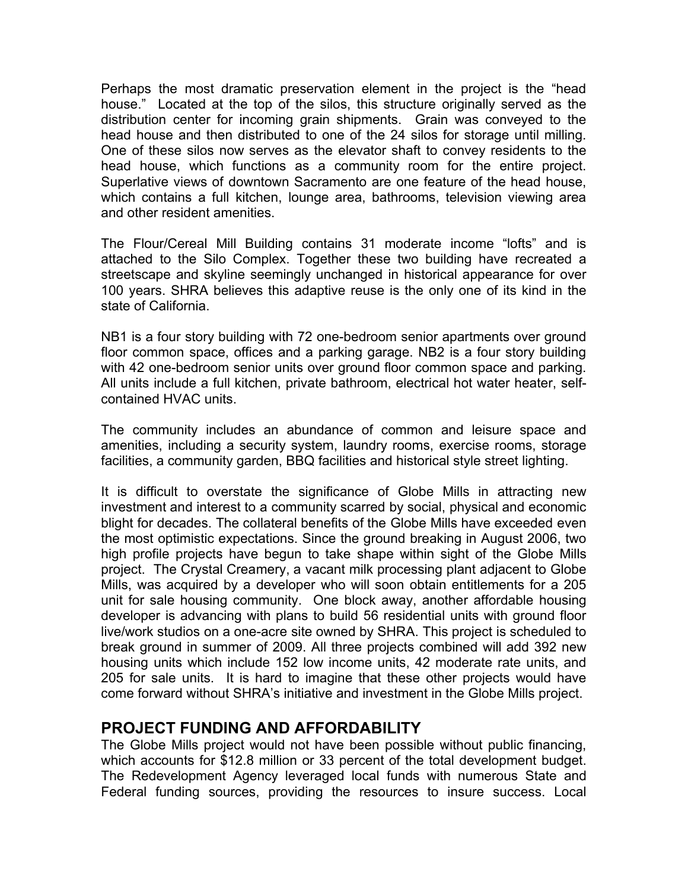Perhaps the most dramatic preservation element in the project is the "head house." Located at the top of the silos, this structure originally served as the distribution center for incoming grain shipments. Grain was conveyed to the head house and then distributed to one of the 24 silos for storage until milling. One of these silos now serves as the elevator shaft to convey residents to the head house, which functions as a community room for the entire project. Superlative views of downtown Sacramento are one feature of the head house, which contains a full kitchen, lounge area, bathrooms, television viewing area and other resident amenities.

The Flour/Cereal Mill Building contains 31 moderate income "lofts" and is attached to the Silo Complex. Together these two building have recreated a streetscape and skyline seemingly unchanged in historical appearance for over 100 years. SHRA believes this adaptive reuse is the only one of its kind in the state of California.

NB1 is a four story building with 72 one-bedroom senior apartments over ground floor common space, offices and a parking garage. NB2 is a four story building with 42 one-bedroom senior units over ground floor common space and parking. All units include a full kitchen, private bathroom, electrical hot water heater, self-contained HVAC units.

The community includes an abundance of common and leisure space and amenities, including a security system, laundry rooms, exercise rooms, storage facilities, a community garden, BBQ facilities and historical style street lighting.

It is difficult to overstate the significance of Globe Mills in attracting new investment and interest to a community scarred by social, physical and economic blight for decades. The collateral benefits of the Globe Mills have exceeded even the most optimistic expectations. Since the ground breaking in August 2006, two high profile projects have begun to take shape within sight of the Globe Mills project. The Crystal Creamery, a vacant milk processing plant adjacent to Globe Mills, was acquired by a developer who will soon obtain entitlements for a 205 unit for sale housing community. One block away, another affordable housing developer is advancing with plans to build 56 residential units with ground floor live/work studios on a one-acre site owned by SHRA. This project is scheduled to break ground in summer of 2009. All three projects combined will add 392 new housing units which include 152 low income units, 42 moderate rate units, and 205 for sale units. It is hard to imagine that these other projects would have come forward without SHRA's initiative and investment in the Globe Mills project.

## PROJECT FUNDING AND AFFORDABILITY

The Globe Mills project would not have been possible without public financing, which accounts for $12.8 million or 33 percent of the total development budget. The Redevelopment Agency leveraged local funds with numerous State and Federal funding sources, providing the resources to insure success. Local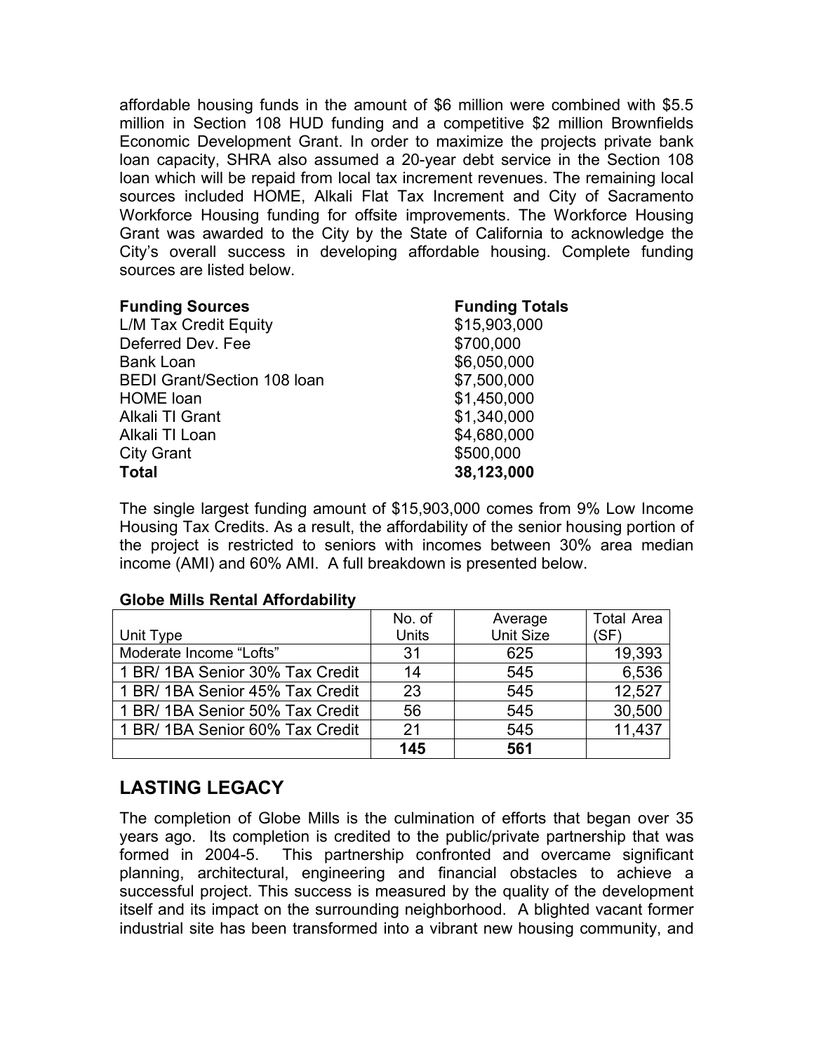affordable housing funds in the amount of $6 million were combined with $5.5 million in Section 108 HUD funding and a competitive $2 million Brownfields Economic Development Grant. In order to maximize the projects private bank loan capacity, SHRA also assumed a 20-year debt service in the Section 108 loan which will be repaid from local tax increment revenues. The remaining local sources included HOME, Alkali Flat Tax Increment and City of Sacramento Workforce Housing funding for offsite improvements. The Workforce Housing Grant was awarded to the City by the State of California to acknowledge the City's overall success in developing affordable housing. Complete funding sources are listed below.

| **Funding Sources** | **Funding Totals** |
|---|---|
| L/M Tax Credit Equity | $15,903,000 |
| Deferred Dev. Fee | $700,000 |
| Bank Loan | $6,050,000 |
| BEDI Grant/Section 108 loan | $7,500,000 |
| HOME loan | $1,450,000 |
| Alkali TI Grant | $1,340,000 |
| Alkali TI Loan | $4,680,000 |
| City Grant | $500,000 |
| **Total** | **38,123,000** |

The single largest funding amount of $15,903,000 comes from 9% Low Income Housing Tax Credits. As a result, the affordability of the senior housing portion of the project is restricted to seniors with incomes between 30% area median income (AMI) and 60% AMI. A full breakdown is presented below.

**Globe Mills Rental Affordability**

| Unit Type | No. of Units | Average Unit Size | Total Area (SF) |
|---|---|---|---|
| Moderate Income "Lofts" | 31 | 625 | 19,393 |
| 1 BR/ 1BA Senior 30% Tax Credit | 14 | 545 | 6,536 |
| 1 BR/ 1BA Senior 45% Tax Credit | 23 | 545 | 12,527 |
| 1 BR/ 1BA Senior 50% Tax Credit | 56 | 545 | 30,500 |
| 1 BR/ 1BA Senior 60% Tax Credit | 21 | 545 | 11,437 |
| | **145** | **561** | |

## LASTING LEGACY

The completion of Globe Mills is the culmination of efforts that began over 35 years ago. Its completion is credited to the public/private partnership that was formed in 2004-5. This partnership confronted and overcame significant planning, architectural, engineering and financial obstacles to achieve a successful project. This success is measured by the quality of the development itself and its impact on the surrounding neighborhood. A blighted vacant former industrial site has been transformed into a vibrant new housing community, and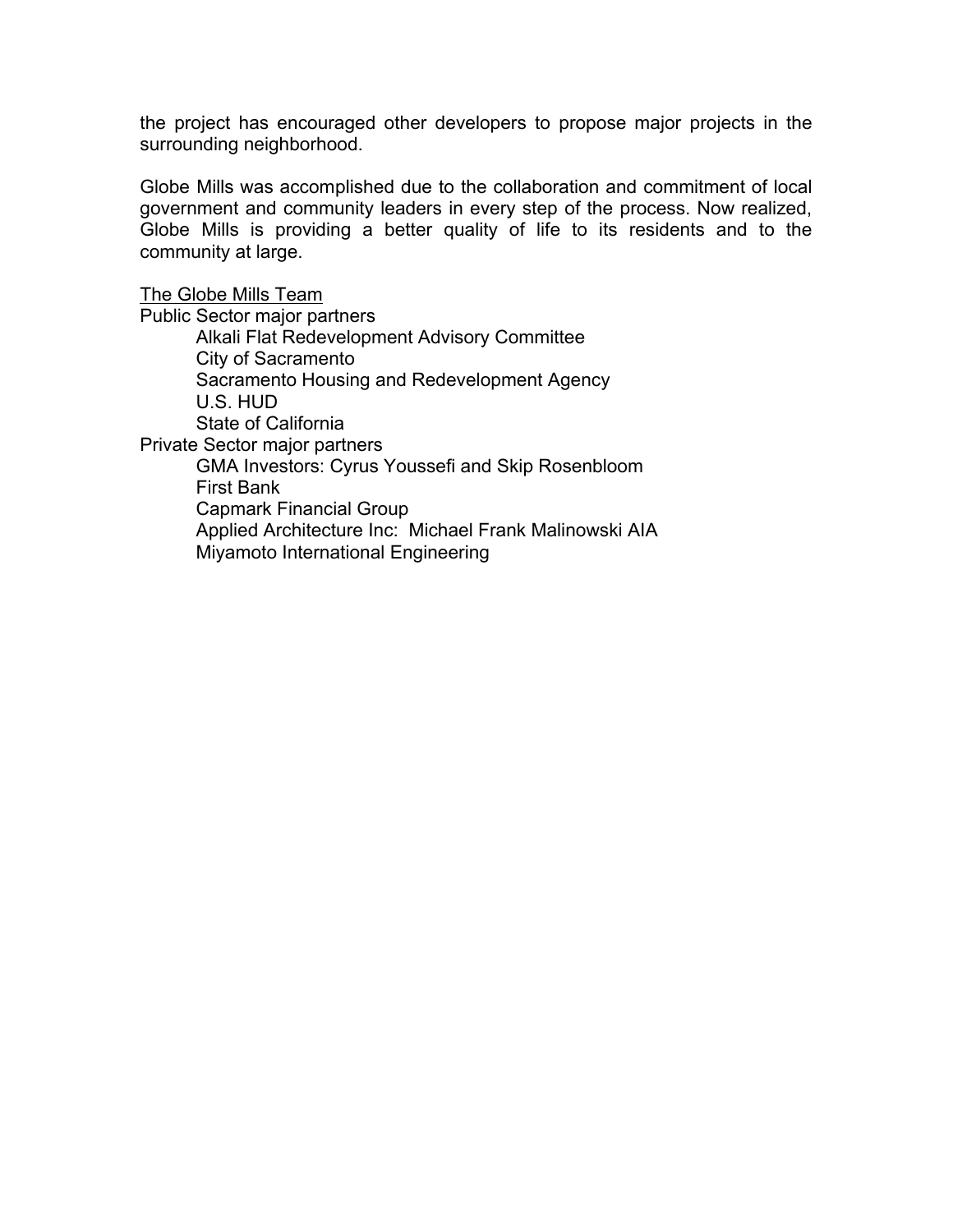the project has encouraged other developers to propose major projects in the surrounding neighborhood.

Globe Mills was accomplished due to the collaboration and commitment of local government and community leaders in every step of the process. Now realized, Globe Mills is providing a better quality of life to its residents and to the community at large.

<u>The Globe Mills Team</u>

Public Sector major partners

- Alkali Flat Redevelopment Advisory Committee
- City of Sacramento
- Sacramento Housing and Redevelopment Agency
- U.S. HUD
- State of California

Private Sector major partners

- GMA Investors: Cyrus Youssefi and Skip Rosenbloom
- First Bank
- Capmark Financial Group
- Applied Architecture Inc: Michael Frank Malinowski AIA
- Miyamoto International Engineering